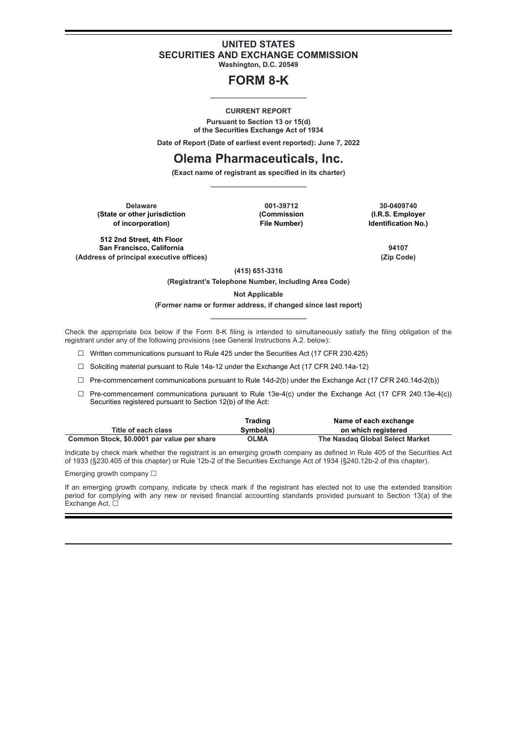# UNITED STATES
# SECURITIES AND EXCHANGE COMMISSION

**Washington, D.C. 20549**

# FORM 8-K

**CURRENT REPORT**

**Pursuant to Section 13 or 15(d)**
**of the Securities Exchange Act of 1934**

**Date of Report (Date of earliest event reported): June 7, 2022**

# Olema Pharmaceuticals, Inc.

**(Exact name of registrant as specified in its charter)**

| Delaware | 001-39712 | 30-0409740 |
|---|---|---|
| (State or other jurisdiction of incorporation) | (Commission File Number) | (I.R.S. Employer Identification No.) |

| 512 2nd Street, 4th Floor<br>San Francisco, California | 94107 |
|---|---|
| (Address of principal executive offices) | (Zip Code) |

**(415) 651-3316**

**(Registrant's Telephone Number, Including Area Code)**

**Not Applicable**

**(Former name or former address, if changed since last report)**

Check the appropriate box below if the Form 8-K filing is intended to simultaneously satisfy the filing obligation of the registrant under any of the following provisions (see General Instructions A.2. below):

☐ Written communications pursuant to Rule 425 under the Securities Act (17 CFR 230.425)

☐ Soliciting material pursuant to Rule 14a-12 under the Exchange Act (17 CFR 240.14a-12)

☐ Pre-commencement communications pursuant to Rule 14d-2(b) under the Exchange Act (17 CFR 240.14d-2(b))

☐ Pre-commencement communications pursuant to Rule 13e-4(c) under the Exchange Act (17 CFR 240.13e-4(c))

Securities registered pursuant to Section 12(b) of the Act:

| Title of each class | Trading Symbol(s) | Name of each exchange on which registered |
|---|---|---|
| Common Stock, $0.0001 par value per share | OLMA | The Nasdaq Global Select Market |

Indicate by check mark whether the registrant is an emerging growth company as defined in Rule 405 of the Securities Act of 1933 (§230.405 of this chapter) or Rule 12b-2 of the Securities Exchange Act of 1934 (§240.12b-2 of this chapter).

Emerging growth company ☐

If an emerging growth company, indicate by check mark if the registrant has elected not to use the extended transition period for complying with any new or revised financial accounting standards provided pursuant to Section 13(a) of the Exchange Act. ☐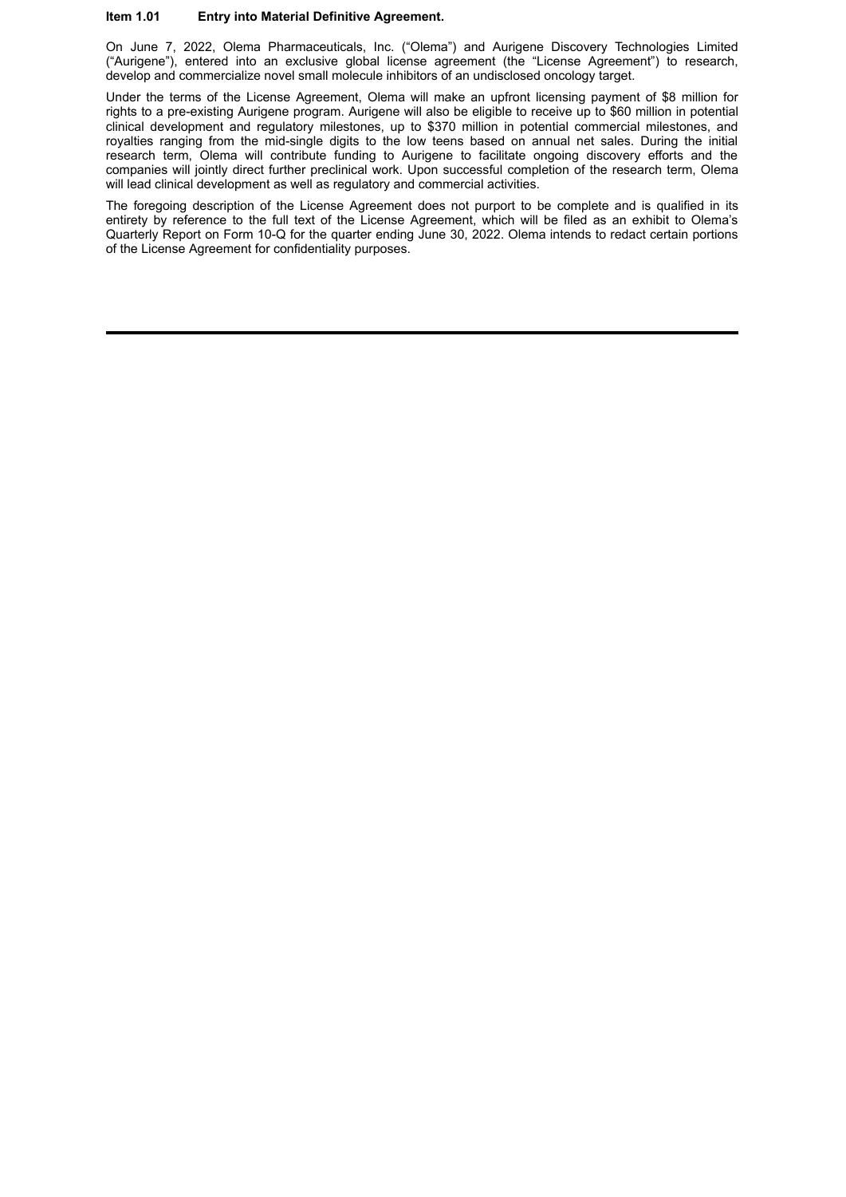**Item 1.01 Entry into Material Definitive Agreement.**

On June 7, 2022, Olema Pharmaceuticals, Inc. ("Olema") and Aurigene Discovery Technologies Limited ("Aurigene"), entered into an exclusive global license agreement (the "License Agreement") to research, develop and commercialize novel small molecule inhibitors of an undisclosed oncology target.

Under the terms of the License Agreement, Olema will make an upfront licensing payment of $8 million for rights to a pre-existing Aurigene program. Aurigene will also be eligible to receive up to $60 million in potential clinical development and regulatory milestones, up to $370 million in potential commercial milestones, and royalties ranging from the mid-single digits to the low teens based on annual net sales. During the initial research term, Olema will contribute funding to Aurigene to facilitate ongoing discovery efforts and the companies will jointly direct further preclinical work. Upon successful completion of the research term, Olema will lead clinical development as well as regulatory and commercial activities.

The foregoing description of the License Agreement does not purport to be complete and is qualified in its entirety by reference to the full text of the License Agreement, which will be filed as an exhibit to Olema's Quarterly Report on Form 10-Q for the quarter ending June 30, 2022. Olema intends to redact certain portions of the License Agreement for confidentiality purposes.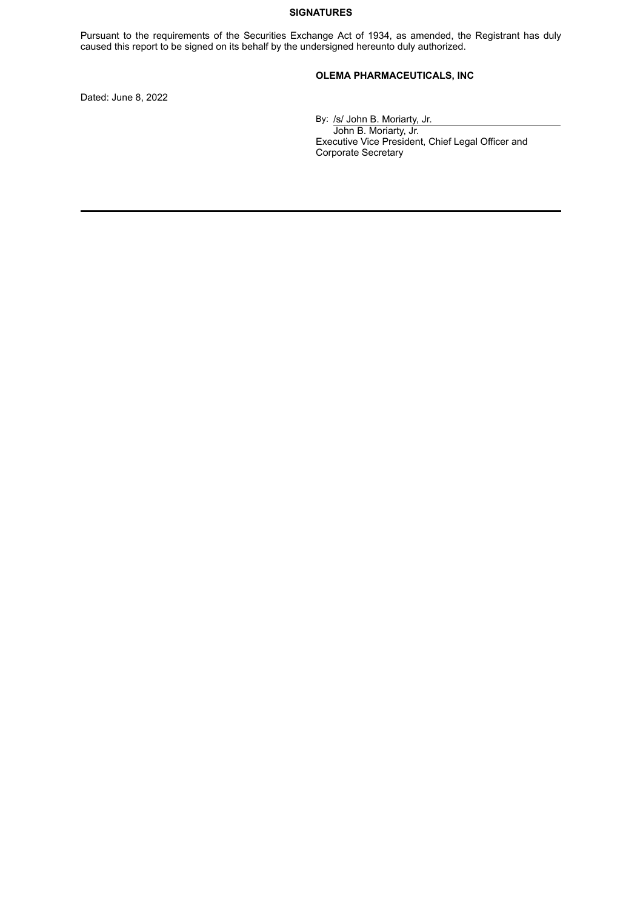**SIGNATURES**

Pursuant to the requirements of the Securities Exchange Act of 1934, as amended, the Registrant has duly caused this report to be signed on its behalf by the undersigned hereunto duly authorized.

**OLEMA PHARMACEUTICALS, INC**

Dated: June 8, 2022

By: /s/ John B. Moriarty, Jr.
John B. Moriarty, Jr.
Executive Vice President, Chief Legal Officer and Corporate Secretary